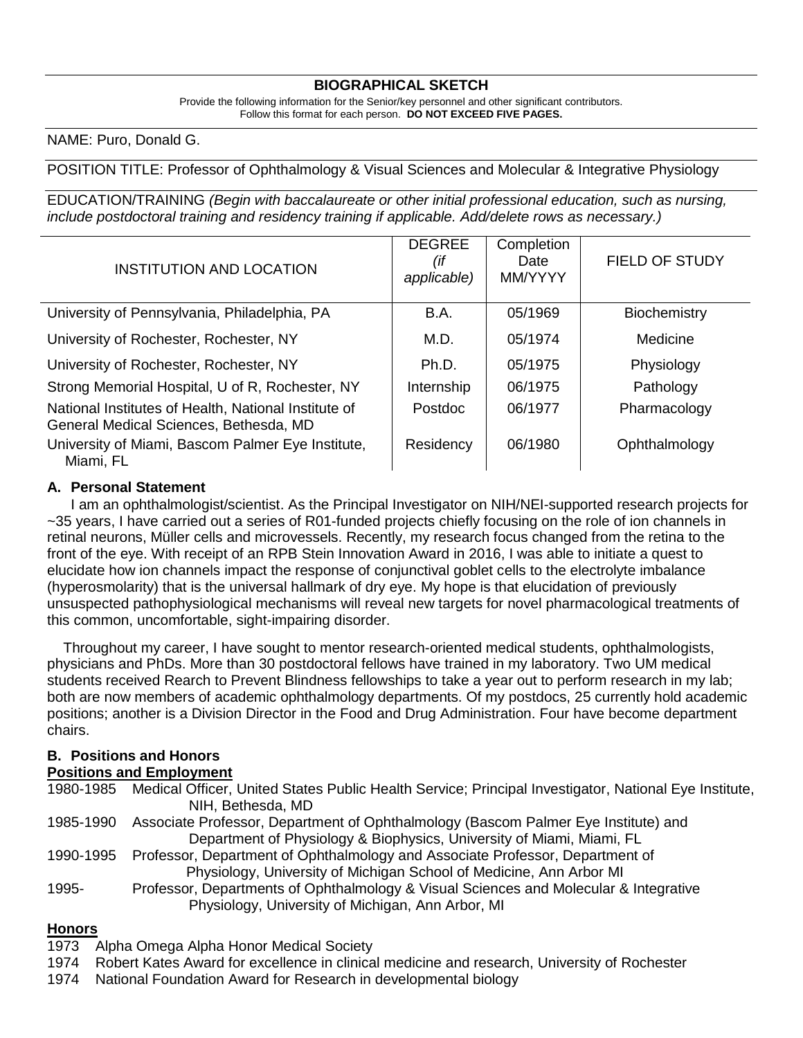## BIOGRAPHICAL SKETCH

Provide the following information for the Senior/key personnel and other significant contributors.
Follow this format for each person. **DO NOT EXCEED FIVE PAGES.**

NAME: Puro, Donald G.

POSITION TITLE: Professor of Ophthalmology & Visual Sciences and Molecular & Integrative Physiology

EDUCATION/TRAINING *(Begin with baccalaureate or other initial professional education, such as nursing, include postdoctoral training and residency training if applicable. Add/delete rows as necessary.)*

| INSTITUTION AND LOCATION | DEGREE *(if applicable)* | Completion Date MM/YYYY | FIELD OF STUDY |
|---|---|---|---|
| University of Pennsylvania, Philadelphia, PA | B.A. | 05/1969 | Biochemistry |
| University of Rochester, Rochester, NY | M.D. | 05/1974 | Medicine |
| University of Rochester, Rochester, NY | Ph.D. | 05/1975 | Physiology |
| Strong Memorial Hospital, U of R, Rochester, NY | Internship | 06/1975 | Pathology |
| National Institutes of Health, National Institute of General Medical Sciences, Bethesda, MD | Postdoc | 06/1977 | Pharmacology |
| University of Miami, Bascom Palmer Eye Institute, Miami, FL | Residency | 06/1980 | Ophthalmology |

### A. Personal Statement

I am an ophthalmologist/scientist. As the Principal Investigator on NIH/NEI-supported research projects for ~35 years, I have carried out a series of R01-funded projects chiefly focusing on the role of ion channels in retinal neurons, Müller cells and microvessels. Recently, my research focus changed from the retina to the front of the eye. With receipt of an RPB Stein Innovation Award in 2016, I was able to initiate a quest to elucidate how ion channels impact the response of conjunctival goblet cells to the electrolyte imbalance (hyperosmolarity) that is the universal hallmark of dry eye. My hope is that elucidation of previously unsuspected pathophysiological mechanisms will reveal new targets for novel pharmacological treatments of this common, uncomfortable, sight-impairing disorder.

Throughout my career, I have sought to mentor research-oriented medical students, ophthalmologists, physicians and PhDs. More than 30 postdoctoral fellows have trained in my laboratory. Two UM medical students received Rearch to Prevent Blindness fellowships to take a year out to perform research in my lab; both are now members of academic ophthalmology departments. Of my postdocs, 25 currently hold academic positions; another is a Division Director in the Food and Drug Administration. Four have become department chairs.

### B. Positions and Honors

**Positions and Employment**

1980-1985 Medical Officer, United States Public Health Service; Principal Investigator, National Eye Institute, NIH, Bethesda, MD

1985-1990 Associate Professor, Department of Ophthalmology (Bascom Palmer Eye Institute) and Department of Physiology & Biophysics, University of Miami, Miami, FL

1990-1995 Professor, Department of Ophthalmology and Associate Professor, Department of Physiology, University of Michigan School of Medicine, Ann Arbor MI

1995- Professor, Departments of Ophthalmology & Visual Sciences and Molecular & Integrative Physiology, University of Michigan, Ann Arbor, MI

**Honors**

1973 Alpha Omega Alpha Honor Medical Society

1974 Robert Kates Award for excellence in clinical medicine and research, University of Rochester

1974 National Foundation Award for Research in developmental biology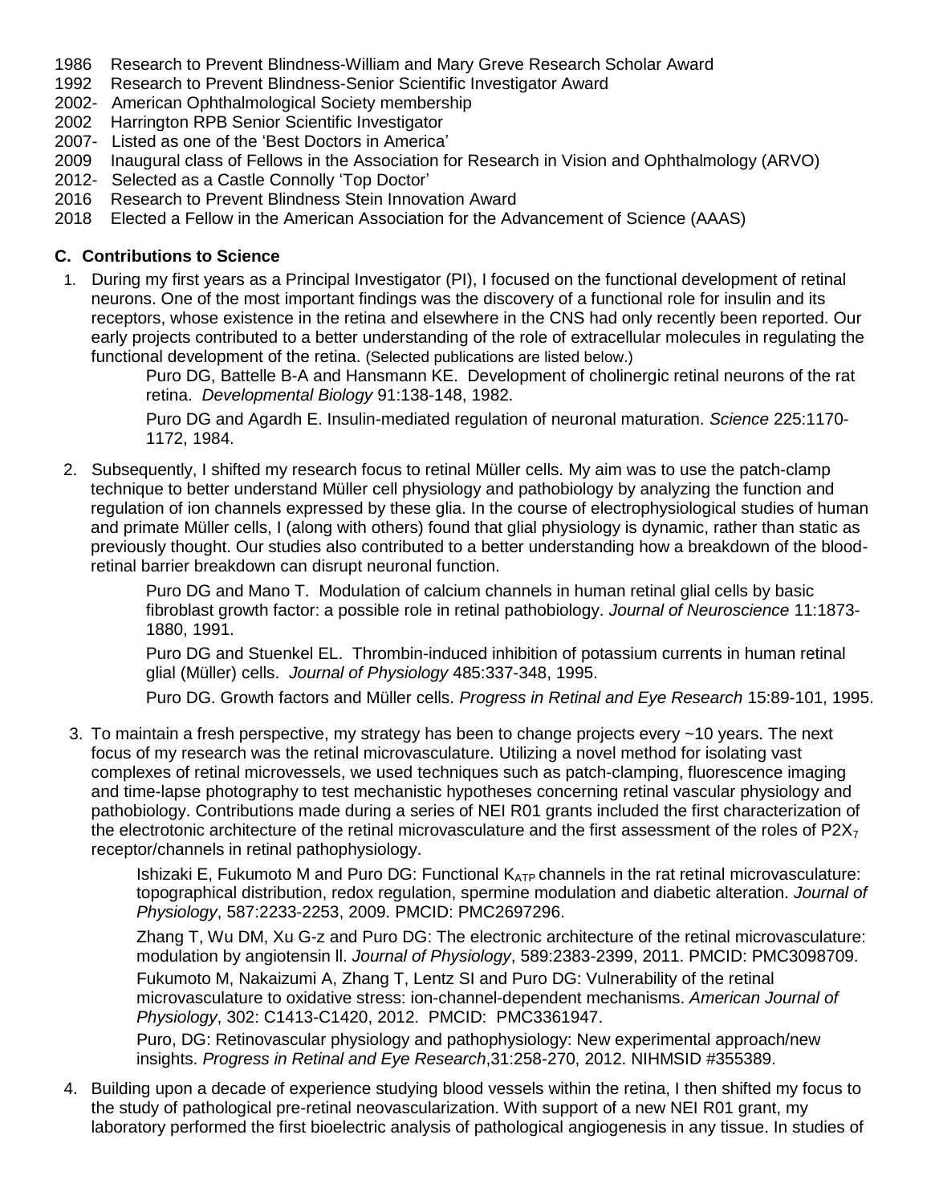1986 Research to Prevent Blindness-William and Mary Greve Research Scholar Award
1992 Research to Prevent Blindness-Senior Scientific Investigator Award
2002- American Ophthalmological Society membership
2002 Harrington RPB Senior Scientific Investigator
2007- Listed as one of the 'Best Doctors in America'
2009 Inaugural class of Fellows in the Association for Research in Vision and Ophthalmology (ARVO)
2012- Selected as a Castle Connolly 'Top Doctor'
2016 Research to Prevent Blindness Stein Innovation Award
2018 Elected a Fellow in the American Association for the Advancement of Science (AAAS)

### C. Contributions to Science

1. During my first years as a Principal Investigator (PI), I focused on the functional development of retinal neurons. One of the most important findings was the discovery of a functional role for insulin and its receptors, whose existence in the retina and elsewhere in the CNS had only recently been reported. Our early projects contributed to a better understanding of the role of extracellular molecules in regulating the functional development of the retina. (Selected publications are listed below.)

   Puro DG, Battelle B-A and Hansmann KE. Development of cholinergic retinal neurons of the rat retina. *Developmental Biology* 91:138-148, 1982.

   Puro DG and Agardh E. Insulin-mediated regulation of neuronal maturation. *Science* 225:1170-1172, 1984.

2. Subsequently, I shifted my research focus to retinal Müller cells. My aim was to use the patch-clamp technique to better understand Müller cell physiology and pathobiology by analyzing the function and regulation of ion channels expressed by these glia. In the course of electrophysiological studies of human and primate Müller cells, I (along with others) found that glial physiology is dynamic, rather than static as previously thought. Our studies also contributed to a better understanding how a breakdown of the blood-retinal barrier breakdown can disrupt neuronal function.

   Puro DG and Mano T. Modulation of calcium channels in human retinal glial cells by basic fibroblast growth factor: a possible role in retinal pathobiology. *Journal of Neuroscience* 11:1873-1880, 1991.

   Puro DG and Stuenkel EL. Thrombin-induced inhibition of potassium currents in human retinal glial (Müller) cells. *Journal of Physiology* 485:337-348, 1995.

   Puro DG. Growth factors and Müller cells. *Progress in Retinal and Eye Research* 15:89-101, 1995.

3. To maintain a fresh perspective, my strategy has been to change projects every ~10 years. The next focus of my research was the retinal microvasculature. Utilizing a novel method for isolating vast complexes of retinal microvessels, we used techniques such as patch-clamping, fluorescence imaging and time-lapse photography to test mechanistic hypotheses concerning retinal vascular physiology and pathobiology. Contributions made during a series of NEI R01 grants included the first characterization of the electrotonic architecture of the retinal microvasculature and the first assessment of the roles of $P2X_7$ receptor/channels in retinal pathophysiology.

   Ishizaki E, Fukumoto M and Puro DG: Functional $K_{ATP}$ channels in the rat retinal microvasculature: topographical distribution, redox regulation, spermine modulation and diabetic alteration. *Journal of Physiology*, 587:2233-2253, 2009. PMCID: PMC2697296.

   Zhang T, Wu DM, Xu G-z and Puro DG: The electronic architecture of the retinal microvasculature: modulation by angiotensin ll. *Journal of Physiology*, 589:2383-2399, 2011. PMCID: PMC3098709.

   Fukumoto M, Nakaizumi A, Zhang T, Lentz SI and Puro DG: Vulnerability of the retinal microvasculature to oxidative stress: ion-channel-dependent mechanisms. *American Journal of Physiology*, 302: C1413-C1420, 2012. PMCID: PMC3361947.

   Puro, DG: Retinovascular physiology and pathophysiology: New experimental approach/new insights. *Progress in Retinal and Eye Research*,31:258-270, 2012. NIHMSID #355389.

4. Building upon a decade of experience studying blood vessels within the retina, I then shifted my focus to the study of pathological pre-retinal neovascularization. With support of a new NEI R01 grant, my laboratory performed the first bioelectric analysis of pathological angiogenesis in any tissue. In studies of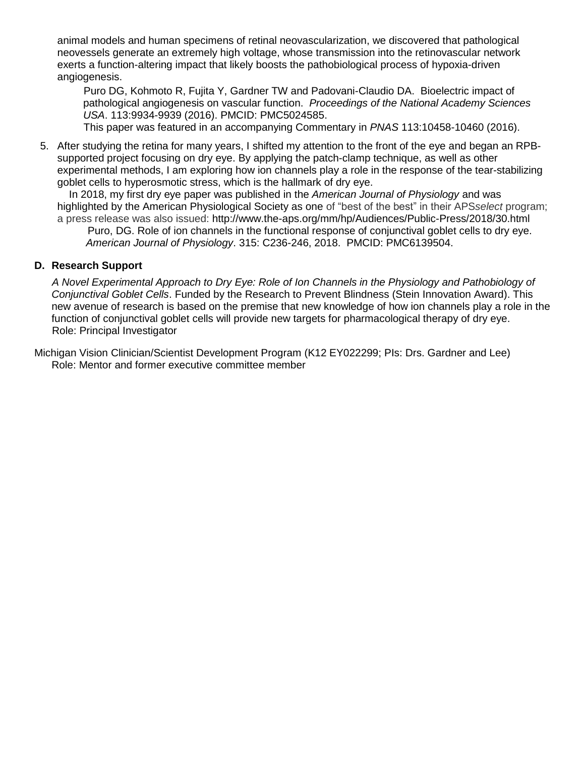animal models and human specimens of retinal neovascularization, we discovered that pathological neovessels generate an extremely high voltage, whose transmission into the retinovascular network exerts a function-altering impact that likely boosts the pathobiological process of hypoxia-driven angiogenesis.

Puro DG, Kohmoto R, Fujita Y, Gardner TW and Padovani-Claudio DA. Bioelectric impact of pathological angiogenesis on vascular function. *Proceedings of the National Academy Sciences USA*. 113:9934-9939 (2016). PMCID: PMC5024585.
This paper was featured in an accompanying Commentary in *PNAS* 113:10458-10460 (2016).

5. After studying the retina for many years, I shifted my attention to the front of the eye and began an RPB-supported project focusing on dry eye. By applying the patch-clamp technique, as well as other experimental methods, I am exploring how ion channels play a role in the response of the tear-stabilizing goblet cells to hyperosmotic stress, which is the hallmark of dry eye.

   In 2018, my first dry eye paper was published in the *American Journal of Physiology* and was highlighted by the American Physiological Society as one of "best of the best" in their APS*select* program; a press release was also issued: http://www.the-aps.org/mm/hp/Audiences/Public-Press/2018/30.html

   Puro, DG. Role of ion channels in the functional response of conjunctival goblet cells to dry eye. *American Journal of Physiology*. 315: C236-246, 2018. PMCID: PMC6139504.

## D. Research Support

*A Novel Experimental Approach to Dry Eye: Role of Ion Channels in the Physiology and Pathobiology of Conjunctival Goblet Cells*. Funded by the Research to Prevent Blindness (Stein Innovation Award). This new avenue of research is based on the premise that new knowledge of how ion channels play a role in the function of conjunctival goblet cells will provide new targets for pharmacological therapy of dry eye.
Role: Principal Investigator

Michigan Vision Clinician/Scientist Development Program (K12 EY022299; PIs: Drs. Gardner and Lee)
Role: Mentor and former executive committee member